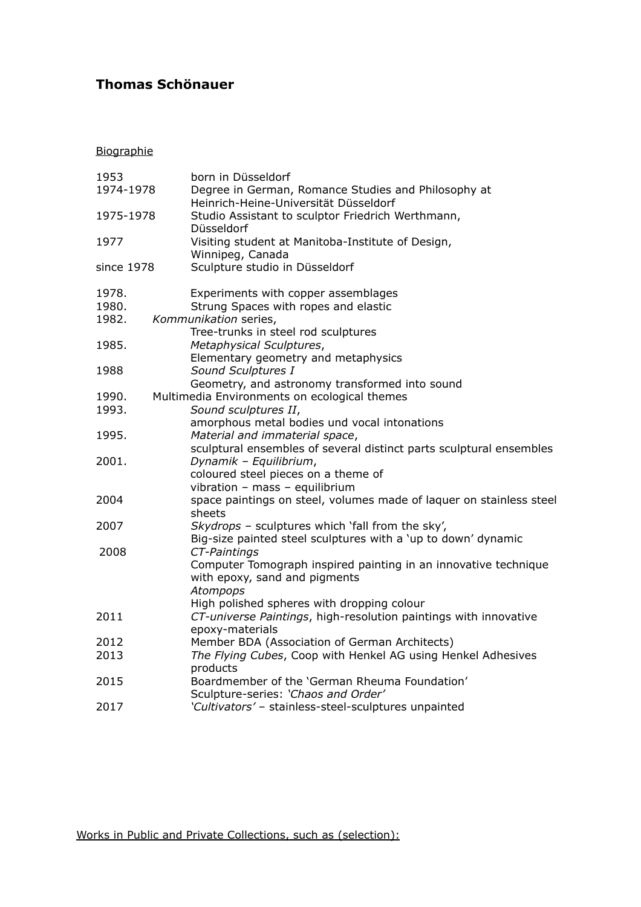# Thomas Schönauer

## Biographie

| | |
|---|---|
| 1953 | born in Düsseldorf |
| 1974-1978 | Degree in German, Romance Studies and Philosophy at Heinrich-Heine-Universität Düsseldorf |
| 1975-1978 | Studio Assistant to sculptor Friedrich Werthmann, Düsseldorf |
| 1977 | Visiting student at Manitoba-Institute of Design, Winnipeg, Canada |
| since 1978 | Sculpture studio in Düsseldorf |
| | |
| 1978. | Experiments with copper assemblages |
| 1980. | Strung Spaces with ropes and elastic |
| 1982. | *Kommunikation* series, Tree-trunks in steel rod sculptures |
| 1985. | *Metaphysical Sculptures*, Elementary geometry and metaphysics |
| 1988 | *Sound Sculptures I* Geometry, and astronomy transformed into sound |
| 1990. | Multimedia Environments on ecological themes |
| 1993. | *Sound sculptures II*, amorphous metal bodies und vocal intonations |
| 1995. | *Material and immaterial space*, sculptural ensembles of several distinct parts sculptural ensembles |
| 2001. | *Dynamik – Equilibrium*, coloured steel pieces on a theme of vibration – mass – equilibrium |
| 2004 | space paintings on steel, volumes made of laquer on stainless steel sheets |
| 2007 | *Skydrops* – sculptures which 'fall from the sky', Big-size painted steel sculptures with a 'up to down' dynamic |
| 2008 | *CT-Paintings* Computer Tomograph inspired painting in an innovative technique with epoxy, sand and pigments *Atompops* High polished spheres with dropping colour |
| 2011 | *CT-universe Paintings*, high-resolution paintings with innovative epoxy-materials |
| 2012 | Member BDA (Association of German Architects) |
| 2013 | *The Flying Cubes*, Coop with Henkel AG using Henkel Adhesives products |
| 2015 | Boardmember of the 'German Rheuma Foundation' Sculpture-series: *'Chaos and Order'* |
| 2017 | *'Cultivators'* – stainless-steel-sculptures unpainted |

Works in Public and Private Collections, such as (selection):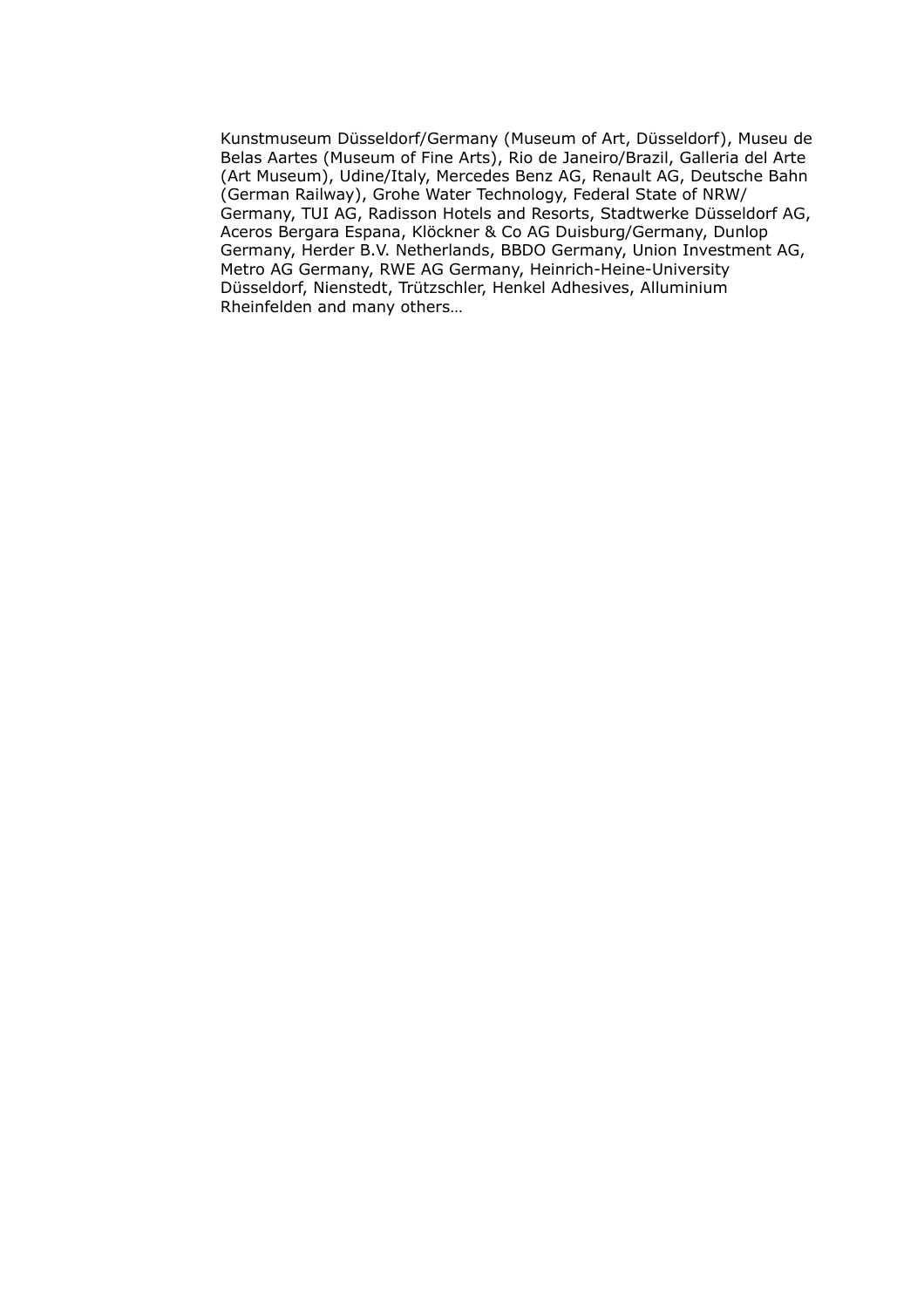Kunstmuseum Düsseldorf/Germany (Museum of Art, Düsseldorf), Museu de Belas Aartes (Museum of Fine Arts), Rio de Janeiro/Brazil, Galleria del Arte (Art Museum), Udine/Italy, Mercedes Benz AG, Renault AG, Deutsche Bahn (German Railway), Grohe Water Technology, Federal State of NRW/ Germany, TUI AG, Radisson Hotels and Resorts, Stadtwerke Düsseldorf AG, Aceros Bergara Espana, Klöckner & Co AG Duisburg/Germany, Dunlop Germany, Herder B.V. Netherlands, BBDO Germany, Union Investment AG, Metro AG Germany, RWE AG Germany, Heinrich-Heine-University Düsseldorf, Nienstedt, Trützschler, Henkel Adhesives, Alluminium Rheinfelden and many others…